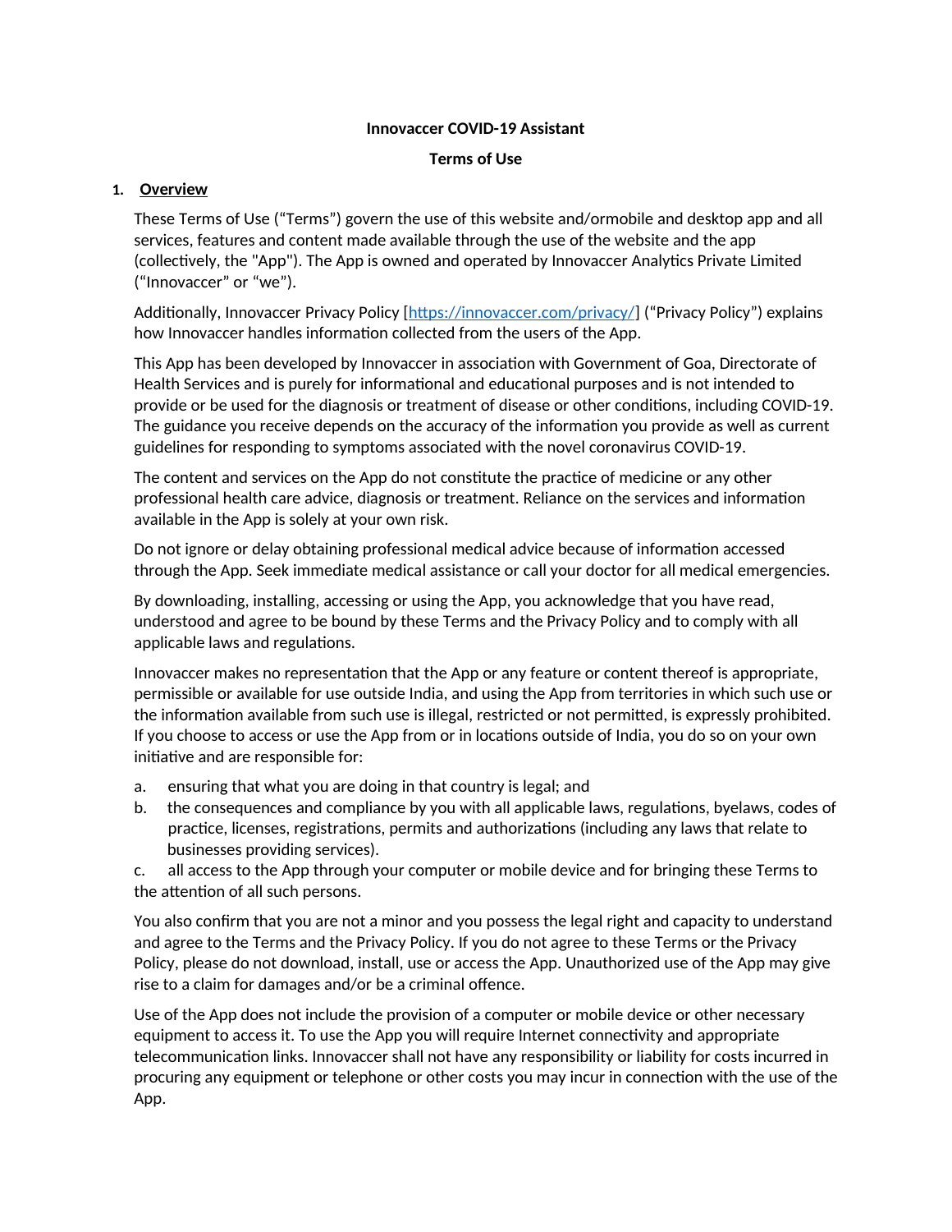**Innovaccer COVID-19 Assistant**

**Terms of Use**

## 1. Overview

These Terms of Use ("Terms") govern the use of this website and/ormobile and desktop app and all services, features and content made available through the use of the website and the app (collectively, the "App"). The App is owned and operated by Innovaccer Analytics Private Limited ("Innovaccer" or "we").

Additionally, Innovaccer Privacy Policy [https://innovaccer.com/privacy/] ("Privacy Policy") explains how Innovaccer handles information collected from the users of the App.

This App has been developed by Innovaccer in association with Government of Goa, Directorate of Health Services and is purely for informational and educational purposes and is not intended to provide or be used for the diagnosis or treatment of disease or other conditions, including COVID-19. The guidance you receive depends on the accuracy of the information you provide as well as current guidelines for responding to symptoms associated with the novel coronavirus COVID-19.

The content and services on the App do not constitute the practice of medicine or any other professional health care advice, diagnosis or treatment. Reliance on the services and information available in the App is solely at your own risk.

Do not ignore or delay obtaining professional medical advice because of information accessed through the App. Seek immediate medical assistance or call your doctor for all medical emergencies.

By downloading, installing, accessing or using the App, you acknowledge that you have read, understood and agree to be bound by these Terms and the Privacy Policy and to comply with all applicable laws and regulations.

Innovaccer makes no representation that the App or any feature or content thereof is appropriate, permissible or available for use outside India, and using the App from territories in which such use or the information available from such use is illegal, restricted or not permitted, is expressly prohibited. If you choose to access or use the App from or in locations outside of India, you do so on your own initiative and are responsible for:

a. ensuring that what you are doing in that country is legal; and
b. the consequences and compliance by you with all applicable laws, regulations, byelaws, codes of practice, licenses, registrations, permits and authorizations (including any laws that relate to businesses providing services).
c. all access to the App through your computer or mobile device and for bringing these Terms to the attention of all such persons.

You also confirm that you are not a minor and you possess the legal right and capacity to understand and agree to the Terms and the Privacy Policy. If you do not agree to these Terms or the Privacy Policy, please do not download, install, use or access the App. Unauthorized use of the App may give rise to a claim for damages and/or be a criminal offence.

Use of the App does not include the provision of a computer or mobile device or other necessary equipment to access it. To use the App you will require Internet connectivity and appropriate telecommunication links. Innovaccer shall not have any responsibility or liability for costs incurred in procuring any equipment or telephone or other costs you may incur in connection with the use of the App.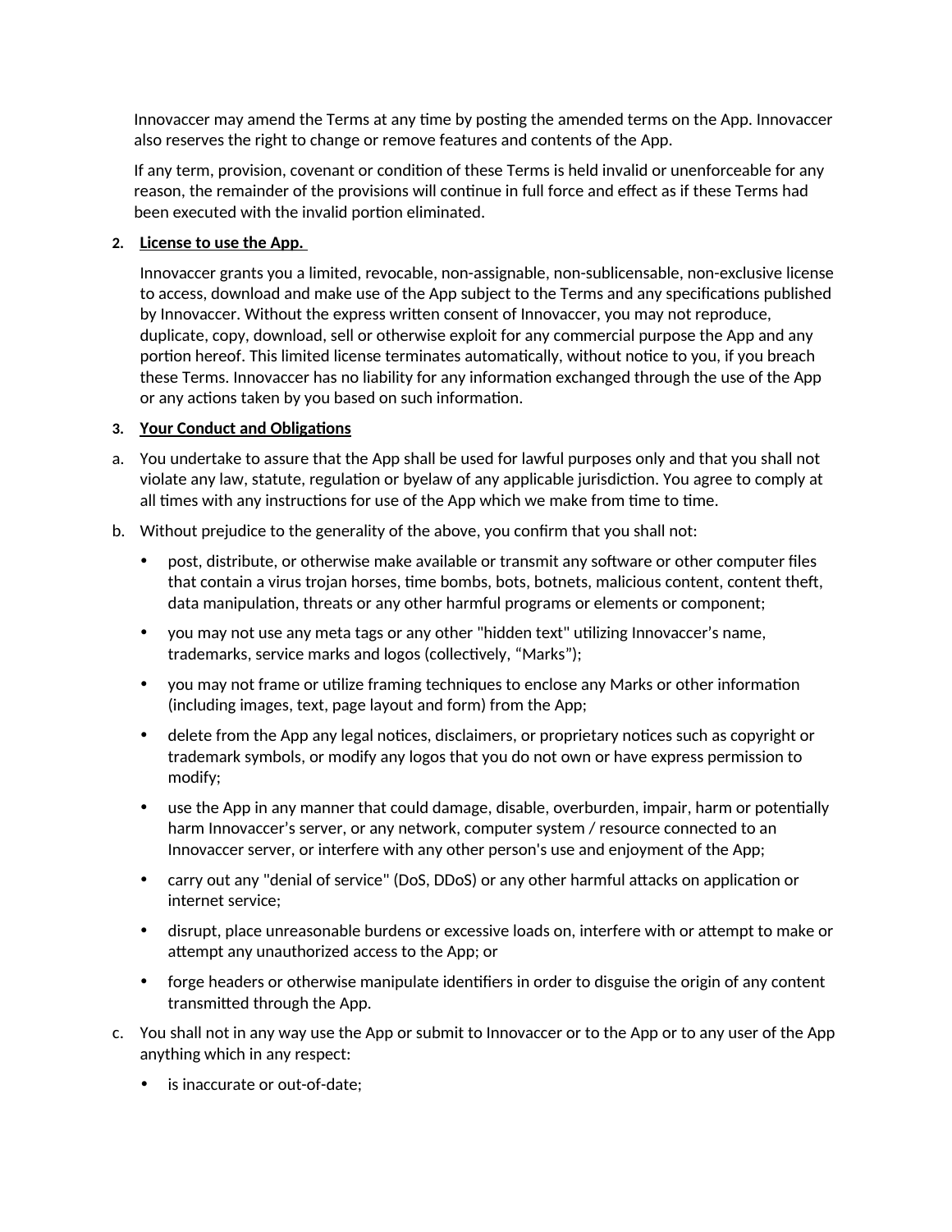Innovaccer may amend the Terms at any time by posting the amended terms on the App. Innovaccer also reserves the right to change or remove features and contents of the App.

If any term, provision, covenant or condition of these Terms is held invalid or unenforceable for any reason, the remainder of the provisions will continue in full force and effect as if these Terms had been executed with the invalid portion eliminated.

**2. <u>License to use the App.</u>**

Innovaccer grants you a limited, revocable, non-assignable, non-sublicensable, non-exclusive license to access, download and make use of the App subject to the Terms and any specifications published by Innovaccer. Without the express written consent of Innovaccer, you may not reproduce, duplicate, copy, download, sell or otherwise exploit for any commercial purpose the App and any portion hereof. This limited license terminates automatically, without notice to you, if you breach these Terms. Innovaccer has no liability for any information exchanged through the use of the App or any actions taken by you based on such information.

**3. <u>Your Conduct and Obligations</u>**

a. You undertake to assure that the App shall be used for lawful purposes only and that you shall not violate any law, statute, regulation or byelaw of any applicable jurisdiction. You agree to comply at all times with any instructions for use of the App which we make from time to time.

b. Without prejudice to the generality of the above, you confirm that you shall not:

- post, distribute, or otherwise make available or transmit any software or other computer files that contain a virus trojan horses, time bombs, bots, botnets, malicious content, content theft, data manipulation, threats or any other harmful programs or elements or component;
- you may not use any meta tags or any other "hidden text" utilizing Innovaccer’s name, trademarks, service marks and logos (collectively, “Marks”);
- you may not frame or utilize framing techniques to enclose any Marks or other information (including images, text, page layout and form) from the App;
- delete from the App any legal notices, disclaimers, or proprietary notices such as copyright or trademark symbols, or modify any logos that you do not own or have express permission to modify;
- use the App in any manner that could damage, disable, overburden, impair, harm or potentially harm Innovaccer’s server, or any network, computer system / resource connected to an Innovaccer server, or interfere with any other person's use and enjoyment of the App;
- carry out any "denial of service" (DoS, DDoS) or any other harmful attacks on application or internet service;
- disrupt, place unreasonable burdens or excessive loads on, interfere with or attempt to make or attempt any unauthorized access to the App; or
- forge headers or otherwise manipulate identifiers in order to disguise the origin of any content transmitted through the App.

c. You shall not in any way use the App or submit to Innovaccer or to the App or to any user of the App anything which in any respect:

- is inaccurate or out-of-date;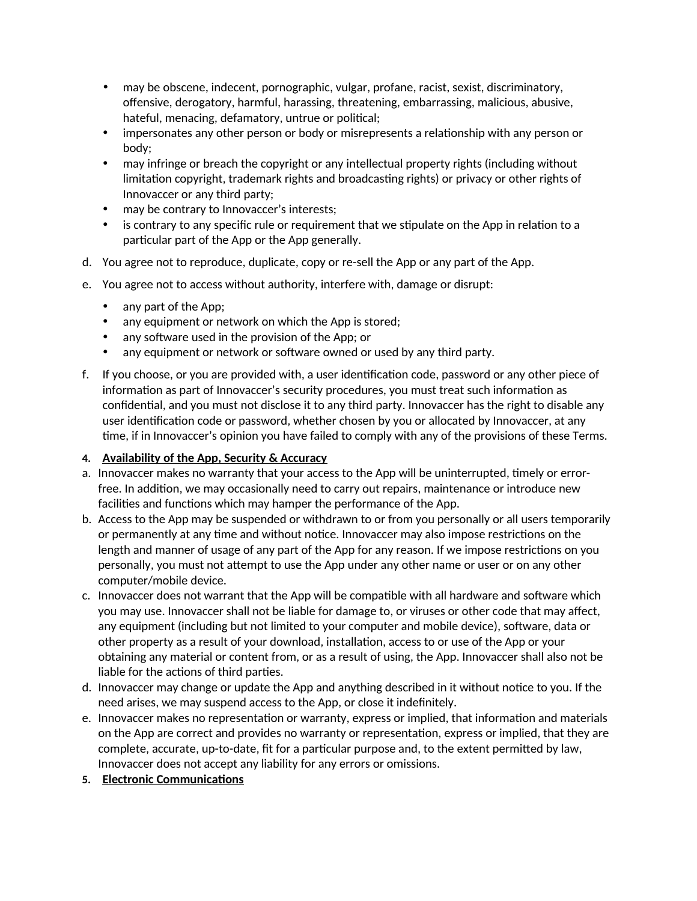- may be obscene, indecent, pornographic, vulgar, profane, racist, sexist, discriminatory, offensive, derogatory, harmful, harassing, threatening, embarrassing, malicious, abusive, hateful, menacing, defamatory, untrue or political;
- impersonates any other person or body or misrepresents a relationship with any person or body;
- may infringe or breach the copyright or any intellectual property rights (including without limitation copyright, trademark rights and broadcasting rights) or privacy or other rights of Innovaccer or any third party;
- may be contrary to Innovaccer's interests;
- is contrary to any specific rule or requirement that we stipulate on the App in relation to a particular part of the App or the App generally.

d. You agree not to reproduce, duplicate, copy or re-sell the App or any part of the App.

e. You agree not to access without authority, interfere with, damage or disrupt:

- any part of the App;
- any equipment or network on which the App is stored;
- any software used in the provision of the App; or
- any equipment or network or software owned or used by any third party.

f. If you choose, or you are provided with, a user identification code, password or any other piece of information as part of Innovaccer's security procedures, you must treat such information as confidential, and you must not disclose it to any third party. Innovaccer has the right to disable any user identification code or password, whether chosen by you or allocated by Innovaccer, at any time, if in Innovaccer's opinion you have failed to comply with any of the provisions of these Terms.

**4. <u>Availability of the App, Security & Accuracy</u>**

a. Innovaccer makes no warranty that your access to the App will be uninterrupted, timely or error-free. In addition, we may occasionally need to carry out repairs, maintenance or introduce new facilities and functions which may hamper the performance of the App.

b. Access to the App may be suspended or withdrawn to or from you personally or all users temporarily or permanently at any time and without notice. Innovaccer may also impose restrictions on the length and manner of usage of any part of the App for any reason. If we impose restrictions on you personally, you must not attempt to use the App under any other name or user or on any other computer/mobile device.

c. Innovaccer does not warrant that the App will be compatible with all hardware and software which you may use. Innovaccer shall not be liable for damage to, or viruses or other code that may affect, any equipment (including but not limited to your computer and mobile device), software, data or other property as a result of your download, installation, access to or use of the App or your obtaining any material or content from, or as a result of using, the App. Innovaccer shall also not be liable for the actions of third parties.

d. Innovaccer may change or update the App and anything described in it without notice to you. If the need arises, we may suspend access to the App, or close it indefinitely.

e. Innovaccer makes no representation or warranty, express or implied, that information and materials on the App are correct and provides no warranty or representation, express or implied, that they are complete, accurate, up-to-date, fit for a particular purpose and, to the extent permitted by law, Innovaccer does not accept any liability for any errors or omissions.

**5. <u>Electronic Communications</u>**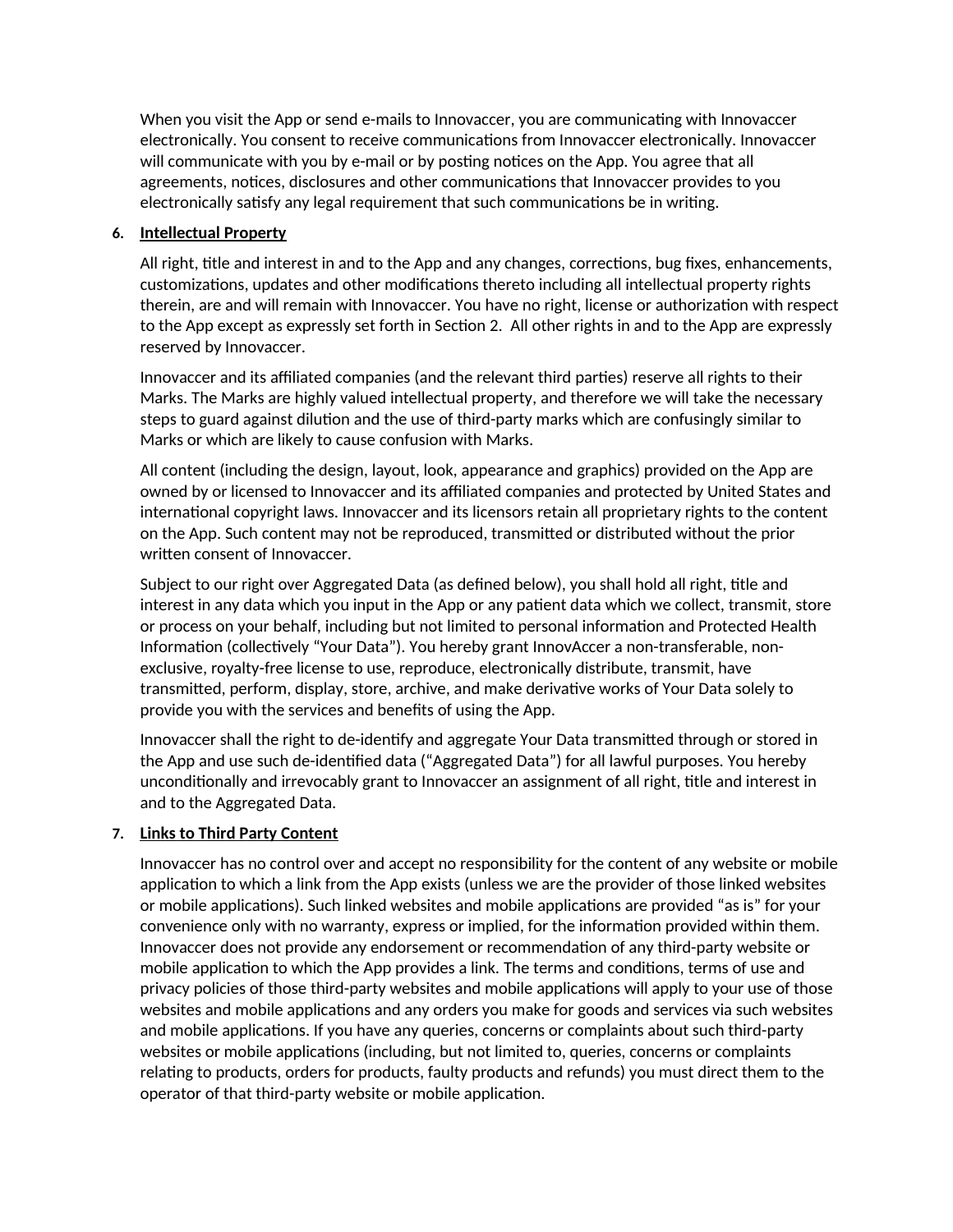When you visit the App or send e-mails to Innovaccer, you are communicating with Innovaccer electronically. You consent to receive communications from Innovaccer electronically. Innovaccer will communicate with you by e-mail or by posting notices on the App. You agree that all agreements, notices, disclosures and other communications that Innovaccer provides to you electronically satisfy any legal requirement that such communications be in writing.

6. **Intellectual Property**

All right, title and interest in and to the App and any changes, corrections, bug fixes, enhancements, customizations, updates and other modifications thereto including all intellectual property rights therein, are and will remain with Innovaccer. You have no right, license or authorization with respect to the App except as expressly set forth in Section 2. All other rights in and to the App are expressly reserved by Innovaccer.

Innovaccer and its affiliated companies (and the relevant third parties) reserve all rights to their Marks. The Marks are highly valued intellectual property, and therefore we will take the necessary steps to guard against dilution and the use of third-party marks which are confusingly similar to Marks or which are likely to cause confusion with Marks.

All content (including the design, layout, look, appearance and graphics) provided on the App are owned by or licensed to Innovaccer and its affiliated companies and protected by United States and international copyright laws. Innovaccer and its licensors retain all proprietary rights to the content on the App. Such content may not be reproduced, transmitted or distributed without the prior written consent of Innovaccer.

Subject to our right over Aggregated Data (as defined below), you shall hold all right, title and interest in any data which you input in the App or any patient data which we collect, transmit, store or process on your behalf, including but not limited to personal information and Protected Health Information (collectively "Your Data"). You hereby grant InnovAccer a non-transferable, non-exclusive, royalty-free license to use, reproduce, electronically distribute, transmit, have transmitted, perform, display, store, archive, and make derivative works of Your Data solely to provide you with the services and benefits of using the App.

Innovaccer shall the right to de-identify and aggregate Your Data transmitted through or stored in the App and use such de-identified data ("Aggregated Data") for all lawful purposes. You hereby unconditionally and irrevocably grant to Innovaccer an assignment of all right, title and interest in and to the Aggregated Data.

7. **Links to Third Party Content**

Innovaccer has no control over and accept no responsibility for the content of any website or mobile application to which a link from the App exists (unless we are the provider of those linked websites or mobile applications). Such linked websites and mobile applications are provided "as is" for your convenience only with no warranty, express or implied, for the information provided within them. Innovaccer does not provide any endorsement or recommendation of any third-party website or mobile application to which the App provides a link. The terms and conditions, terms of use and privacy policies of those third-party websites and mobile applications will apply to your use of those websites and mobile applications and any orders you make for goods and services via such websites and mobile applications. If you have any queries, concerns or complaints about such third-party websites or mobile applications (including, but not limited to, queries, concerns or complaints relating to products, orders for products, faulty products and refunds) you must direct them to the operator of that third-party website or mobile application.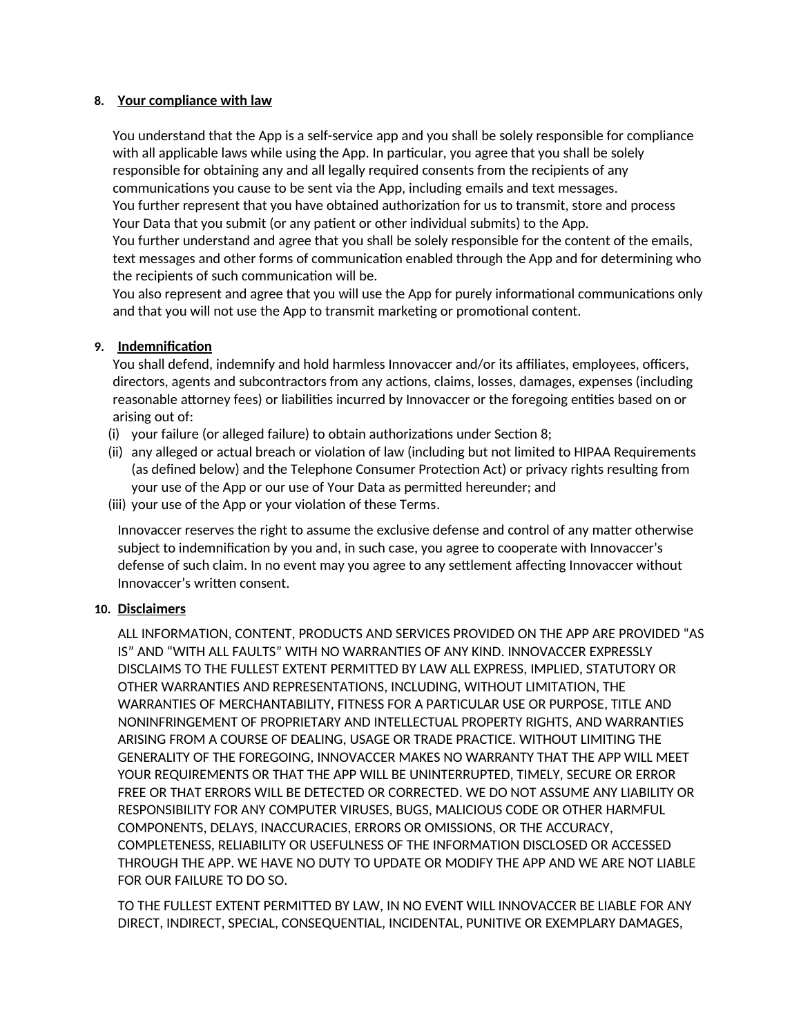**8. Your compliance with law**

You understand that the App is a self-service app and you shall be solely responsible for compliance with all applicable laws while using the App. In particular, you agree that you shall be solely responsible for obtaining any and all legally required consents from the recipients of any communications you cause to be sent via the App, including emails and text messages.
You further represent that you have obtained authorization for us to transmit, store and process Your Data that you submit (or any patient or other individual submits) to the App.
You further understand and agree that you shall be solely responsible for the content of the emails, text messages and other forms of communication enabled through the App and for determining who the recipients of such communication will be.
You also represent and agree that you will use the App for purely informational communications only and that you will not use the App to transmit marketing or promotional content.

**9. Indemnification**

You shall defend, indemnify and hold harmless Innovaccer and/or its affiliates, employees, officers, directors, agents and subcontractors from any actions, claims, losses, damages, expenses (including reasonable attorney fees) or liabilities incurred by Innovaccer or the foregoing entities based on or arising out of:

(i) your failure (or alleged failure) to obtain authorizations under Section 8;
(ii) any alleged or actual breach or violation of law (including but not limited to HIPAA Requirements (as defined below) and the Telephone Consumer Protection Act) or privacy rights resulting from your use of the App or our use of Your Data as permitted hereunder; and
(iii) your use of the App or your violation of these Terms.

Innovaccer reserves the right to assume the exclusive defense and control of any matter otherwise subject to indemnification by you and, in such case, you agree to cooperate with Innovaccer's defense of such claim. In no event may you agree to any settlement affecting Innovaccer without Innovaccer's written consent.

**10. Disclaimers**

ALL INFORMATION, CONTENT, PRODUCTS AND SERVICES PROVIDED ON THE APP ARE PROVIDED "AS IS" AND "WITH ALL FAULTS" WITH NO WARRANTIES OF ANY KIND. INNOVACCER EXPRESSLY DISCLAIMS TO THE FULLEST EXTENT PERMITTED BY LAW ALL EXPRESS, IMPLIED, STATUTORY OR OTHER WARRANTIES AND REPRESENTATIONS, INCLUDING, WITHOUT LIMITATION, THE WARRANTIES OF MERCHANTABILITY, FITNESS FOR A PARTICULAR USE OR PURPOSE, TITLE AND NONINFRINGEMENT OF PROPRIETARY AND INTELLECTUAL PROPERTY RIGHTS, AND WARRANTIES ARISING FROM A COURSE OF DEALING, USAGE OR TRADE PRACTICE. WITHOUT LIMITING THE GENERALITY OF THE FOREGOING, INNOVACCER MAKES NO WARRANTY THAT THE APP WILL MEET YOUR REQUIREMENTS OR THAT THE APP WILL BE UNINTERRUPTED, TIMELY, SECURE OR ERROR FREE OR THAT ERRORS WILL BE DETECTED OR CORRECTED. WE DO NOT ASSUME ANY LIABILITY OR RESPONSIBILITY FOR ANY COMPUTER VIRUSES, BUGS, MALICIOUS CODE OR OTHER HARMFUL COMPONENTS, DELAYS, INACCURACIES, ERRORS OR OMISSIONS, OR THE ACCURACY, COMPLETENESS, RELIABILITY OR USEFULNESS OF THE INFORMATION DISCLOSED OR ACCESSED THROUGH THE APP. WE HAVE NO DUTY TO UPDATE OR MODIFY THE APP AND WE ARE NOT LIABLE FOR OUR FAILURE TO DO SO.

TO THE FULLEST EXTENT PERMITTED BY LAW, IN NO EVENT WILL INNOVACCER BE LIABLE FOR ANY DIRECT, INDIRECT, SPECIAL, CONSEQUENTIAL, INCIDENTAL, PUNITIVE OR EXEMPLARY DAMAGES,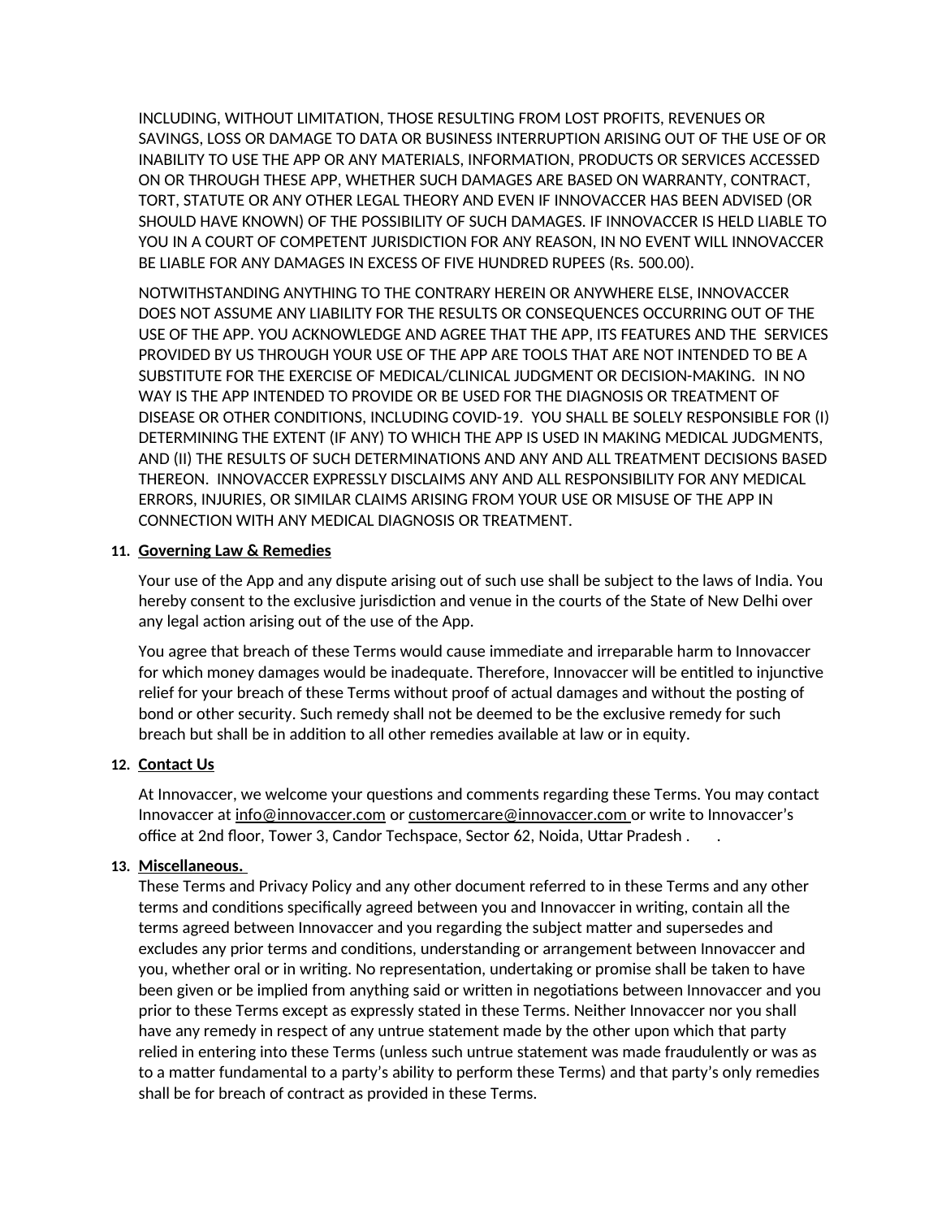INCLUDING, WITHOUT LIMITATION, THOSE RESULTING FROM LOST PROFITS, REVENUES OR SAVINGS, LOSS OR DAMAGE TO DATA OR BUSINESS INTERRUPTION ARISING OUT OF THE USE OF OR INABILITY TO USE THE APP OR ANY MATERIALS, INFORMATION, PRODUCTS OR SERVICES ACCESSED ON OR THROUGH THESE APP, WHETHER SUCH DAMAGES ARE BASED ON WARRANTY, CONTRACT, TORT, STATUTE OR ANY OTHER LEGAL THEORY AND EVEN IF INNOVACCER HAS BEEN ADVISED (OR SHOULD HAVE KNOWN) OF THE POSSIBILITY OF SUCH DAMAGES. IF INNOVACCER IS HELD LIABLE TO YOU IN A COURT OF COMPETENT JURISDICTION FOR ANY REASON, IN NO EVENT WILL INNOVACCER BE LIABLE FOR ANY DAMAGES IN EXCESS OF FIVE HUNDRED RUPEES (Rs. 500.00).

NOTWITHSTANDING ANYTHING TO THE CONTRARY HEREIN OR ANYWHERE ELSE, INNOVACCER DOES NOT ASSUME ANY LIABILITY FOR THE RESULTS OR CONSEQUENCES OCCURRING OUT OF THE USE OF THE APP. YOU ACKNOWLEDGE AND AGREE THAT THE APP, ITS FEATURES AND THE SERVICES PROVIDED BY US THROUGH YOUR USE OF THE APP ARE TOOLS THAT ARE NOT INTENDED TO BE A SUBSTITUTE FOR THE EXERCISE OF MEDICAL/CLINICAL JUDGMENT OR DECISION-MAKING. IN NO WAY IS THE APP INTENDED TO PROVIDE OR BE USED FOR THE DIAGNOSIS OR TREATMENT OF DISEASE OR OTHER CONDITIONS, INCLUDING COVID-19. YOU SHALL BE SOLELY RESPONSIBLE FOR (I) DETERMINING THE EXTENT (IF ANY) TO WHICH THE APP IS USED IN MAKING MEDICAL JUDGMENTS, AND (II) THE RESULTS OF SUCH DETERMINATIONS AND ANY AND ALL TREATMENT DECISIONS BASED THEREON. INNOVACCER EXPRESSLY DISCLAIMS ANY AND ALL RESPONSIBILITY FOR ANY MEDICAL ERRORS, INJURIES, OR SIMILAR CLAIMS ARISING FROM YOUR USE OR MISUSE OF THE APP IN CONNECTION WITH ANY MEDICAL DIAGNOSIS OR TREATMENT.

**11. Governing Law & Remedies**

Your use of the App and any dispute arising out of such use shall be subject to the laws of India. You hereby consent to the exclusive jurisdiction and venue in the courts of the State of New Delhi over any legal action arising out of the use of the App.

You agree that breach of these Terms would cause immediate and irreparable harm to Innovaccer for which money damages would be inadequate. Therefore, Innovaccer will be entitled to injunctive relief for your breach of these Terms without proof of actual damages and without the posting of bond or other security. Such remedy shall not be deemed to be the exclusive remedy for such breach but shall be in addition to all other remedies available at law or in equity.

**12. Contact Us**

At Innovaccer, we welcome your questions and comments regarding these Terms. You may contact Innovaccer at info@innovaccer.com or customercare@innovaccer.com or write to Innovaccer's office at 2nd floor, Tower 3, Candor Techspace, Sector 62, Noida, Uttar Pradesh . .

**13. Miscellaneous.**

These Terms and Privacy Policy and any other document referred to in these Terms and any other terms and conditions specifically agreed between you and Innovaccer in writing, contain all the terms agreed between Innovaccer and you regarding the subject matter and supersedes and excludes any prior terms and conditions, understanding or arrangement between Innovaccer and you, whether oral or in writing. No representation, undertaking or promise shall be taken to have been given or be implied from anything said or written in negotiations between Innovaccer and you prior to these Terms except as expressly stated in these Terms. Neither Innovaccer nor you shall have any remedy in respect of any untrue statement made by the other upon which that party relied in entering into these Terms (unless such untrue statement was made fraudulently or was as to a matter fundamental to a party's ability to perform these Terms) and that party's only remedies shall be for breach of contract as provided in these Terms.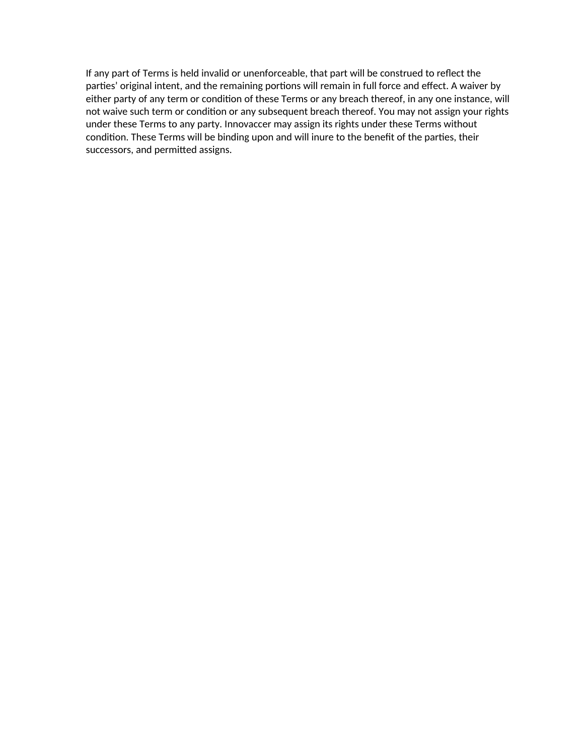If any part of Terms is held invalid or unenforceable, that part will be construed to reflect the parties' original intent, and the remaining portions will remain in full force and effect. A waiver by either party of any term or condition of these Terms or any breach thereof, in any one instance, will not waive such term or condition or any subsequent breach thereof. You may not assign your rights under these Terms to any party. Innovaccer may assign its rights under these Terms without condition. These Terms will be binding upon and will inure to the benefit of the parties, their successors, and permitted assigns.